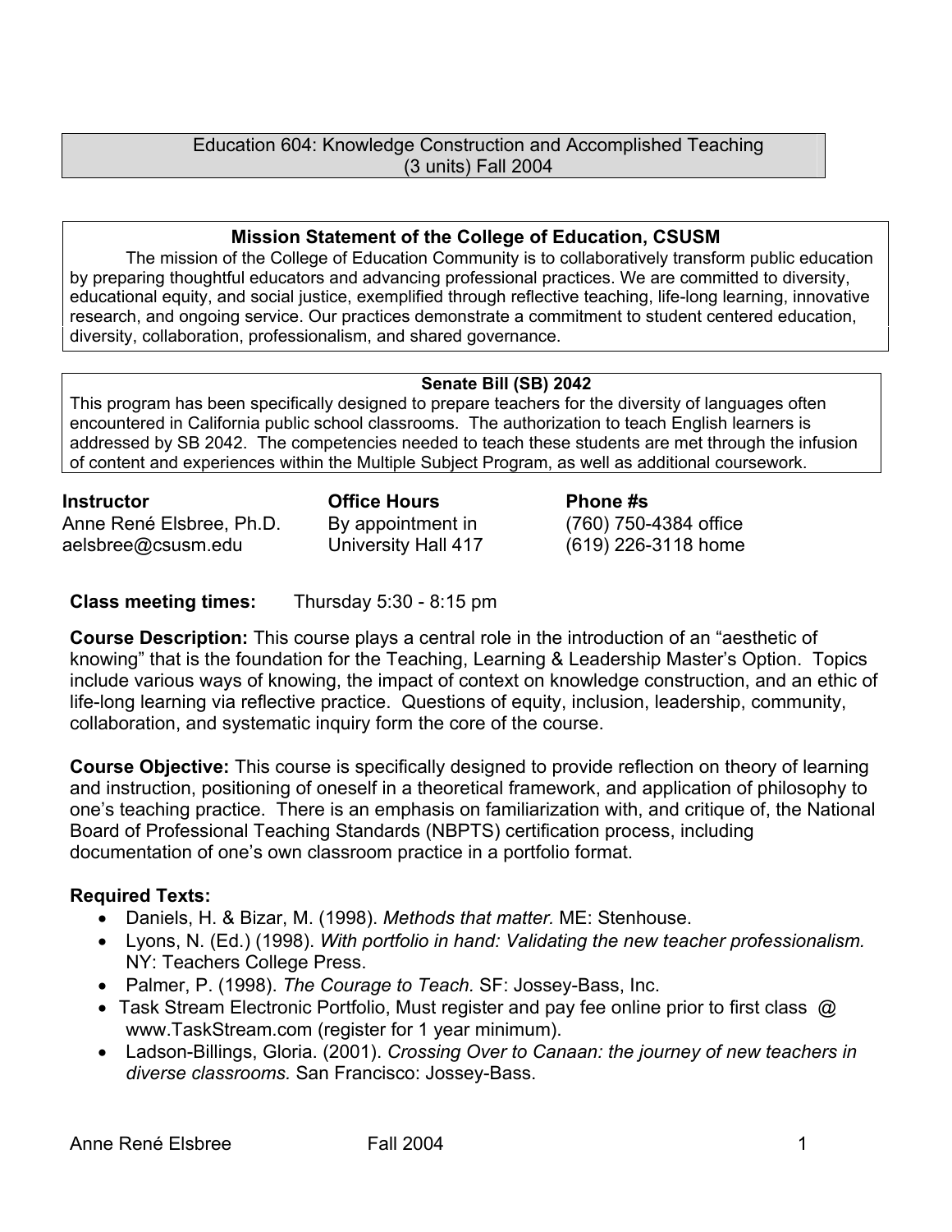# Education 604: Knowledge Construction and Accomplished Teaching (3 units) Fall 2004

**Mission Statement of the College of Education, CSUSM**

The mission of the College of Education Community is to collaboratively transform public education by preparing thoughtful educators and advancing professional practices. We are committed to diversity, educational equity, and social justice, exemplified through reflective teaching, life-long learning, innovative research, and ongoing service. Our practices demonstrate a commitment to student centered education, diversity, collaboration, professionalism, and shared governance.

**Senate Bill (SB) 2042**

This program has been specifically designed to prepare teachers for the diversity of languages often encountered in California public school classrooms. The authorization to teach English learners is addressed by SB 2042. The competencies needed to teach these students are met through the infusion of content and experiences within the Multiple Subject Program, as well as additional coursework.

| **Instructor** | **Office Hours** | **Phone #s** |
|---|---|---|
| Anne René Elsbree, Ph.D. | By appointment in | (760) 750-4384 office |
| aelsbree@csusm.edu | University Hall 417 | (619) 226-3118 home |

**Class meeting times:** Thursday 5:30 - 8:15 pm

**Course Description:** This course plays a central role in the introduction of an "aesthetic of knowing" that is the foundation for the Teaching, Learning & Leadership Master's Option. Topics include various ways of knowing, the impact of context on knowledge construction, and an ethic of life-long learning via reflective practice. Questions of equity, inclusion, leadership, community, collaboration, and systematic inquiry form the core of the course.

**Course Objective:** This course is specifically designed to provide reflection on theory of learning and instruction, positioning of oneself in a theoretical framework, and application of philosophy to one's teaching practice. There is an emphasis on familiarization with, and critique of, the National Board of Professional Teaching Standards (NBPTS) certification process, including documentation of one's own classroom practice in a portfolio format.

**Required Texts:**

- Daniels, H. & Bizar, M. (1998). *Methods that matter.* ME: Stenhouse.
- Lyons, N. (Ed.) (1998). *With portfolio in hand: Validating the new teacher professionalism.* NY: Teachers College Press.
- Palmer, P. (1998). *The Courage to Teach.* SF: Jossey-Bass, Inc.
- Task Stream Electronic Portfolio, Must register and pay fee online prior to first class @ www.TaskStream.com (register for 1 year minimum).
- Ladson-Billings, Gloria. (2001). *Crossing Over to Canaan: the journey of new teachers in diverse classrooms.* San Francisco: Jossey-Bass.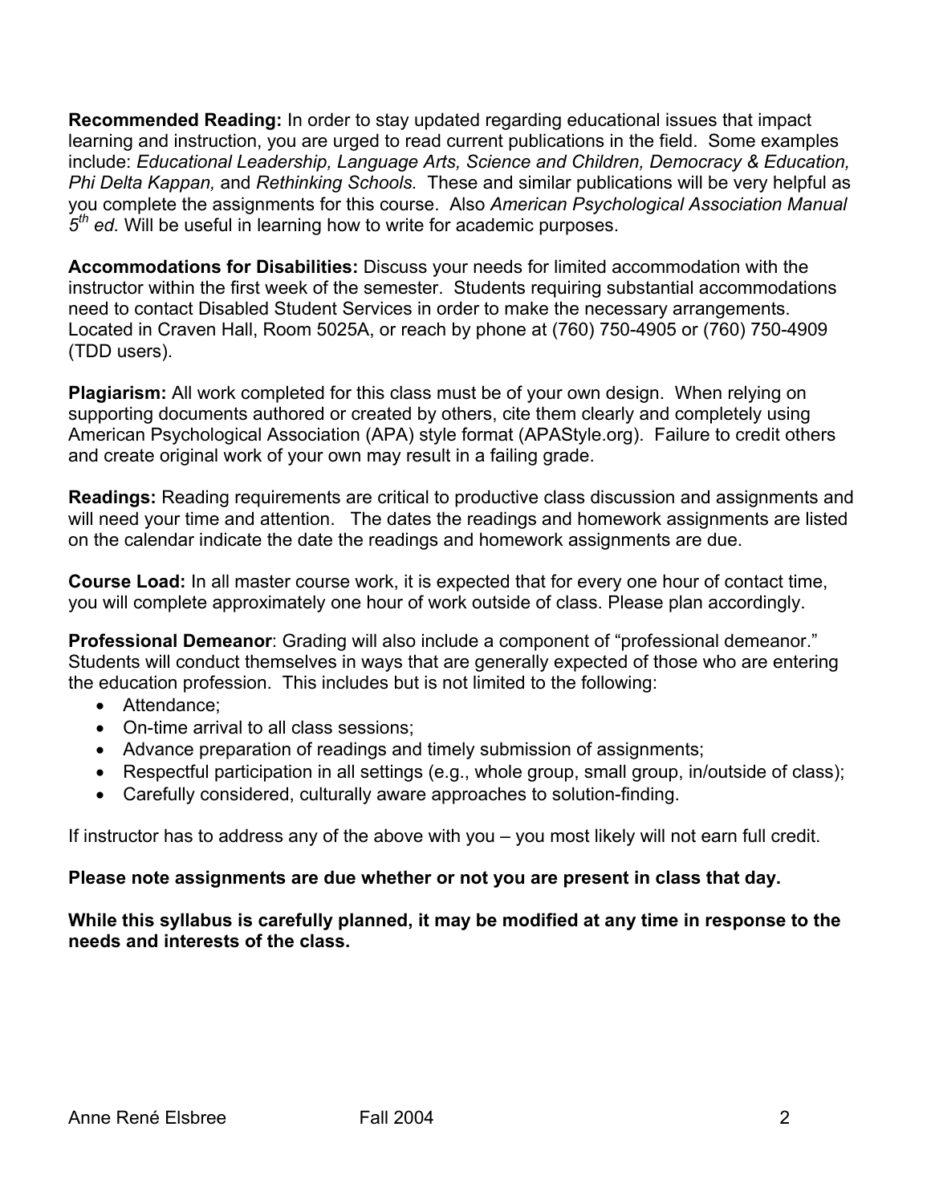**Recommended Reading:** In order to stay updated regarding educational issues that impact learning and instruction, you are urged to read current publications in the field. Some examples include: *Educational Leadership, Language Arts, Science and Children, Democracy & Education, Phi Delta Kappan,* and *Rethinking Schools.* These and similar publications will be very helpful as you complete the assignments for this course. Also *American Psychological Association Manual 5th ed.* Will be useful in learning how to write for academic purposes.

**Accommodations for Disabilities:** Discuss your needs for limited accommodation with the instructor within the first week of the semester. Students requiring substantial accommodations need to contact Disabled Student Services in order to make the necessary arrangements. Located in Craven Hall, Room 5025A, or reach by phone at (760) 750-4905 or (760) 750-4909 (TDD users).

**Plagiarism:** All work completed for this class must be of your own design. When relying on supporting documents authored or created by others, cite them clearly and completely using American Psychological Association (APA) style format (APAStyle.org). Failure to credit others and create original work of your own may result in a failing grade.

**Readings:** Reading requirements are critical to productive class discussion and assignments and will need your time and attention. The dates the readings and homework assignments are listed on the calendar indicate the date the readings and homework assignments are due.

**Course Load:** In all master course work, it is expected that for every one hour of contact time, you will complete approximately one hour of work outside of class. Please plan accordingly.

**Professional Demeanor**: Grading will also include a component of "professional demeanor." Students will conduct themselves in ways that are generally expected of those who are entering the education profession. This includes but is not limited to the following:

- Attendance;
- On-time arrival to all class sessions;
- Advance preparation of readings and timely submission of assignments;
- Respectful participation in all settings (e.g., whole group, small group, in/outside of class);
- Carefully considered, culturally aware approaches to solution-finding.

If instructor has to address any of the above with you – you most likely will not earn full credit.

**Please note assignments are due whether or not you are present in class that day.**

**While this syllabus is carefully planned, it may be modified at any time in response to the needs and interests of the class.**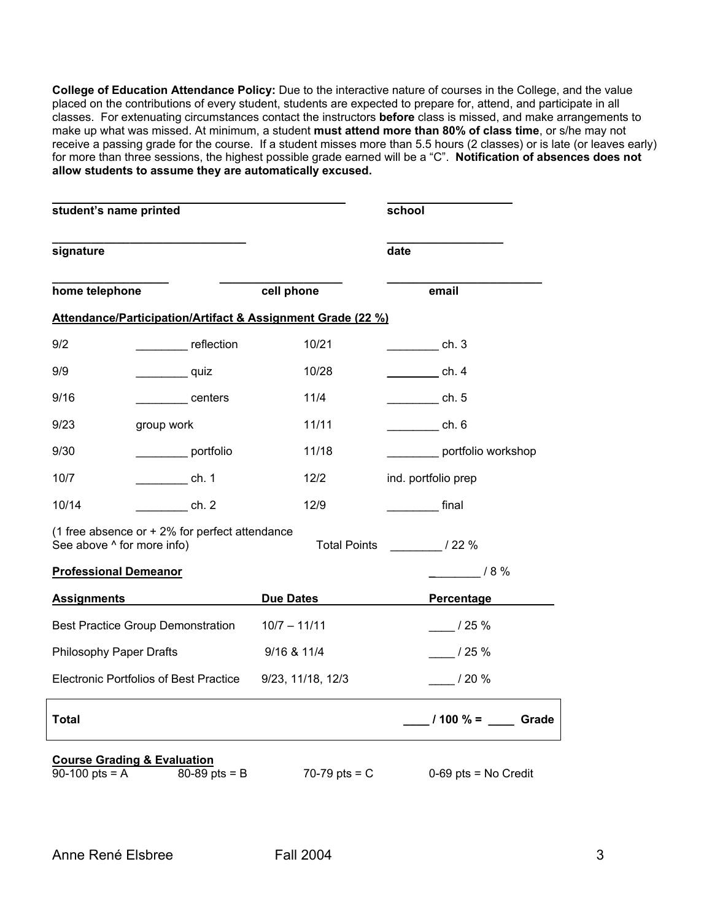**College of Education Attendance Policy:** Due to the interactive nature of courses in the College, and the value placed on the contributions of every student, students are expected to prepare for, attend, and participate in all classes. For extenuating circumstances contact the instructors **before** class is missed, and make arrangements to make up what was missed. At minimum, a student **must attend more than 80% of class time**, or s/he may not receive a passing grade for the course. If a student misses more than 5.5 hours (2 classes) or is late (or leaves early) for more than three sessions, the highest possible grade earned will be a "C". **Notification of absences does not allow students to assume they are automatically excused.**

| | |
|---|---|
| ______________________________ | ______________ |
| **student's name printed** | **school** |
| ______________________________ | ______________ |
| **signature** | **date** |

| | | |
|---|---|---|
| ____________ | ____________ | ________________ |
| **home telephone** | **cell phone** | **email** |

**Attendance/Participation/Artifact & Assignment Grade (22 %)**

| | | | |
|---|---|---|---|
| 9/2 | ________ reflection | 10/21 | ________ ch. 3 |
| 9/9 | ________ quiz | 10/28 | ________ ch. 4 |
| 9/16 | ________ centers | 11/4 | ________ ch. 5 |
| 9/23 | group work | 11/11 | ________ ch. 6 |
| 9/30 | ________ portfolio | 11/18 | ________ portfolio workshop |
| 10/7 | ________ ch. 1 | 12/2 | ind. portfolio prep |
| 10/14 | ________ ch. 2 | 12/9 | ________ final |

(1 free absence or + 2% for perfect attendance
See above ^ for more info) Total Points ________ / 22 %

**Professional Demeanor** ________ / 8 %

| **Assignments** | **Due Dates** | **Percentage** |
|---|---|---|
| Best Practice Group Demonstration | 10/7 – 11/11 | ____ / 25 % |
| Philosophy Paper Drafts | 9/16 & 11/4 | ____ / 25 % |
| Electronic Portfolios of Best Practice | 9/23, 11/18, 12/3 | ____ / 20 % |
| **Total** | | **____ / 100 % = ____ Grade** |

**Course Grading & Evaluation**

90-100 pts = A 80-89 pts = B 70-79 pts = C 0-69 pts = No Credit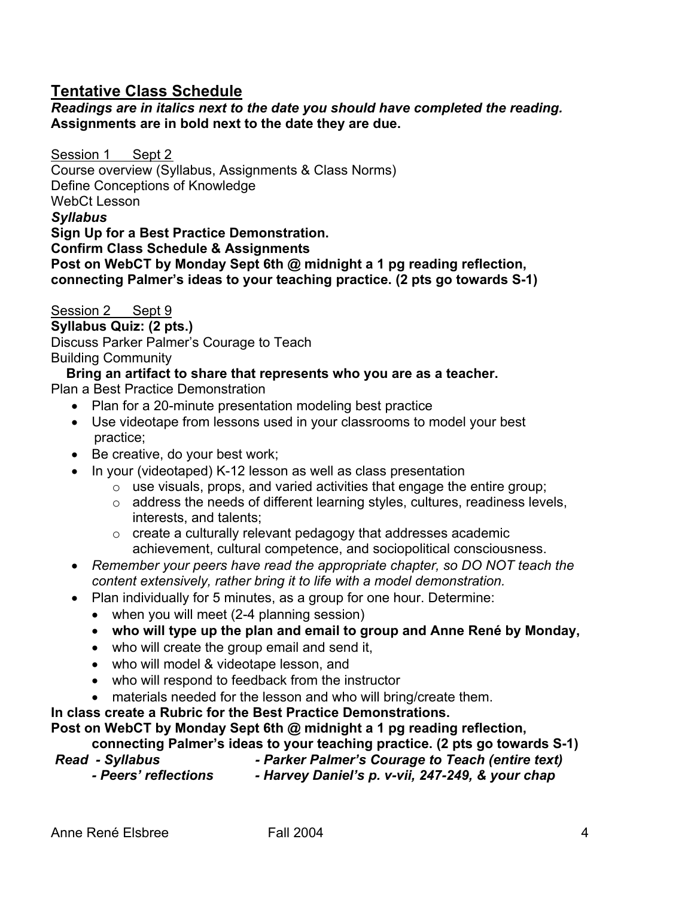## Tentative Class Schedule

***Readings are in italics next to the date you should have completed the reading.***
**Assignments are in bold next to the date they are due.**

Session 1 Sept 2

Course overview (Syllabus, Assignments & Class Norms)
Define Conceptions of Knowledge
WebCt Lesson
***Syllabus***
**Sign Up for a Best Practice Demonstration.**
**Confirm Class Schedule & Assignments**
**Post on WebCT by Monday Sept 6th @ midnight a 1 pg reading reflection, connecting Palmer's ideas to your teaching practice. (2 pts go towards S-1)**

Session 2 Sept 9

**Syllabus Quiz: (2 pts.)**
Discuss Parker Palmer's Courage to Teach
Building Community
**Bring an artifact to share that represents who you are as a teacher.**
Plan a Best Practice Demonstration

- Plan for a 20-minute presentation modeling best practice
- Use videotape from lessons used in your classrooms to model your best practice;
- Be creative, do your best work;
- In your (videotaped) K-12 lesson as well as class presentation
  - use visuals, props, and varied activities that engage the entire group;
  - address the needs of different learning styles, cultures, readiness levels, interests, and talents;
  - create a culturally relevant pedagogy that addresses academic achievement, cultural competence, and sociopolitical consciousness.
- *Remember your peers have read the appropriate chapter, so DO NOT teach the content extensively, rather bring it to life with a model demonstration.*
- Plan individually for 5 minutes, as a group for one hour. Determine:
  - when you will meet (2-4 planning session)
  - **who will type up the plan and email to group and Anne René by Monday,**
  - who will create the group email and send it,
  - who will model & videotape lesson, and
  - who will respond to feedback from the instructor
  - materials needed for the lesson and who will bring/create them.

**In class create a Rubric for the Best Practice Demonstrations.**
**Post on WebCT by Monday Sept 6th @ midnight a 1 pg reading reflection, connecting Palmer's ideas to your teaching practice. (2 pts go towards S-1)**

***Read - Syllabus - Parker Palmer's Courage to Teach (entire text)***
***- Peers' reflections - Harvey Daniel's p. v-vii, 247-249, & your chap***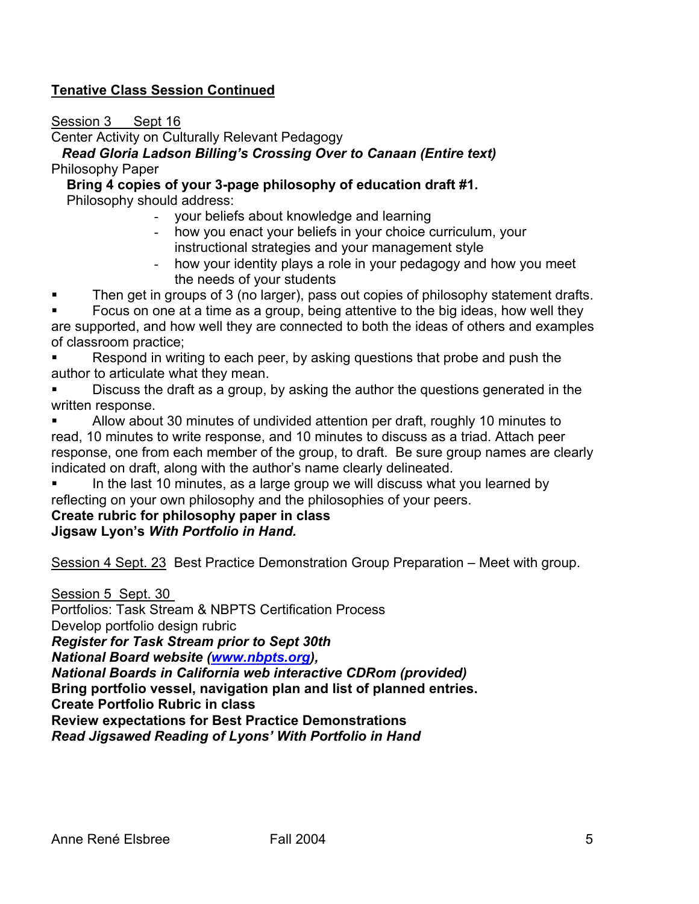**Tenative Class Session Continued**

Session 3 Sept 16
Center Activity on Culturally Relevant Pedagogy
***Read Gloria Ladson Billing's Crossing Over to Canaan (Entire text)***
Philosophy Paper
**Bring 4 copies of your 3-page philosophy of education draft #1.**
Philosophy should address:

- your beliefs about knowledge and learning
- how you enact your beliefs in your choice curriculum, your instructional strategies and your management style
- how your identity plays a role in your pedagogy and how you meet the needs of your students

- Then get in groups of 3 (no larger), pass out copies of philosophy statement drafts.
- Focus on one at a time as a group, being attentive to the big ideas, how well they are supported, and how well they are connected to both the ideas of others and examples of classroom practice;
- Respond in writing to each peer, by asking questions that probe and push the author to articulate what they mean.
- Discuss the draft as a group, by asking the author the questions generated in the written response.
- Allow about 30 minutes of undivided attention per draft, roughly 10 minutes to read, 10 minutes to write response, and 10 minutes to discuss as a triad. Attach peer response, one from each member of the group, to draft. Be sure group names are clearly indicated on draft, along with the author's name clearly delineated.
- In the last 10 minutes, as a large group we will discuss what you learned by reflecting on your own philosophy and the philosophies of your peers.

**Create rubric for philosophy paper in class**
**Jigsaw Lyon's *With Portfolio in Hand.***

Session 4 Sept. 23 Best Practice Demonstration Group Preparation – Meet with group.

Session 5 Sept. 30
Portfolios: Task Stream & NBPTS Certification Process
Develop portfolio design rubric
***Register for Task Stream prior to Sept 30th***
***National Board website (www.nbpts.org),***
***National Boards in California web interactive CDRom (provided)***
**Bring portfolio vessel, navigation plan and list of planned entries.**
**Create Portfolio Rubric in class**
**Review expectations for Best Practice Demonstrations**
***Read Jigsawed Reading of Lyons' With Portfolio in Hand***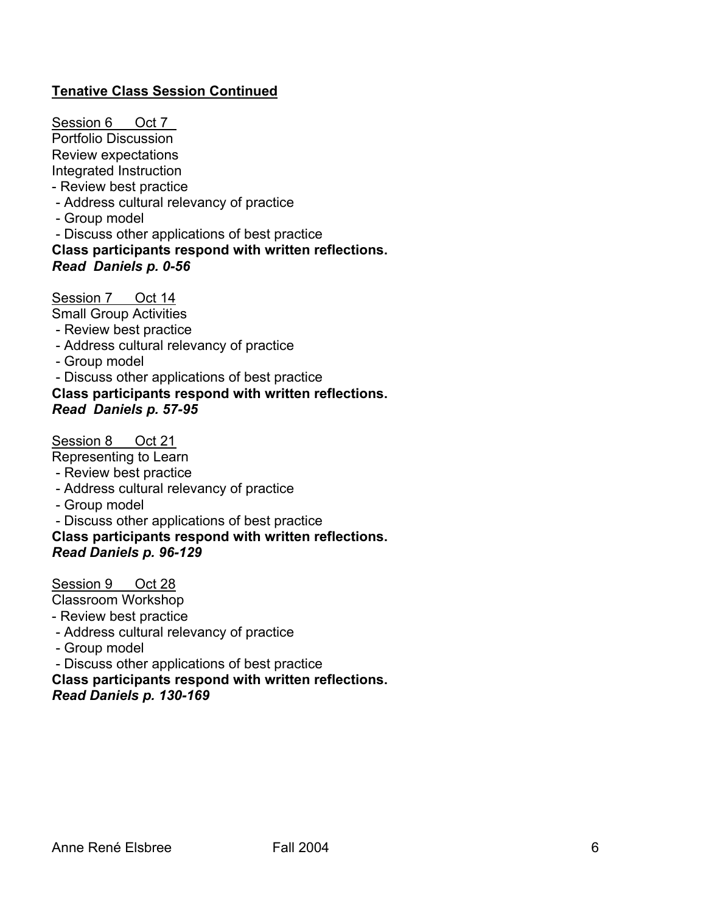**Tenative Class Session Continued**

Session 6 Oct 7

Portfolio Discussion

Review expectations

Integrated Instruction

- Review best practice
- Address cultural relevancy of practice
- Group model
- Discuss other applications of best practice

**Class participants respond with written reflections.**

***Read Daniels p. 0-56***

Session 7 Oct 14

Small Group Activities

- Review best practice
- Address cultural relevancy of practice
- Group model
- Discuss other applications of best practice

**Class participants respond with written reflections.**

***Read Daniels p. 57-95***

Session 8 Oct 21

Representing to Learn

- Review best practice
- Address cultural relevancy of practice
- Group model
- Discuss other applications of best practice

**Class participants respond with written reflections.**

***Read Daniels p. 96-129***

Session 9 Oct 28

Classroom Workshop

- Review best practice
- Address cultural relevancy of practice
- Group model
- Discuss other applications of best practice

**Class participants respond with written reflections.**

***Read Daniels p. 130-169***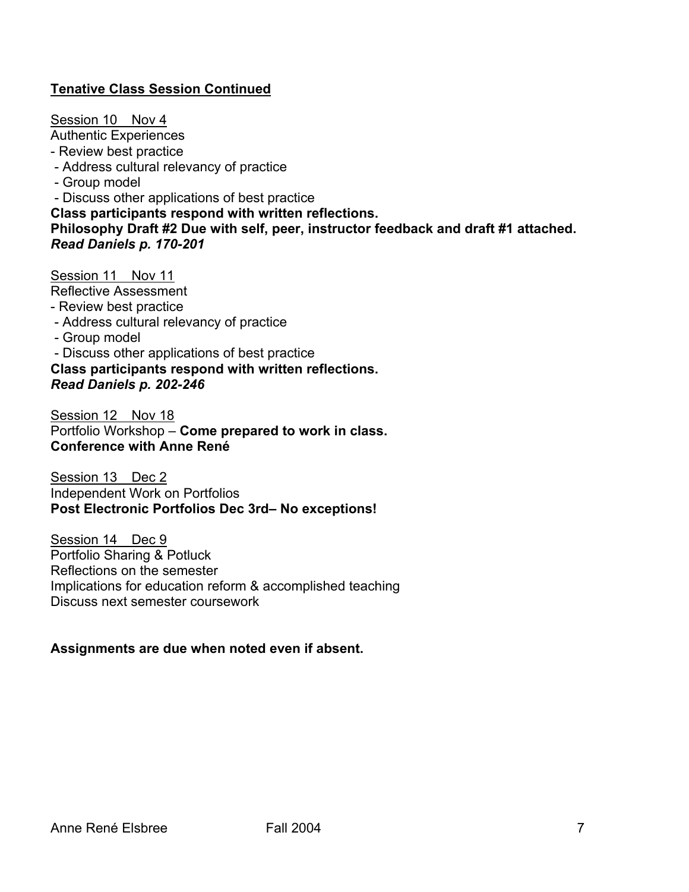**Tenative Class Session Continued**

Session 10 Nov 4
Authentic Experiences
- Review best practice
- Address cultural relevancy of practice
- Group model
- Discuss other applications of best practice

**Class participants respond with written reflections.**
**Philosophy Draft #2 Due with self, peer, instructor feedback and draft #1 attached.**
***Read Daniels p. 170-201***

Session 11 Nov 11
Reflective Assessment
- Review best practice
- Address cultural relevancy of practice
- Group model
- Discuss other applications of best practice

**Class participants respond with written reflections.**
***Read Daniels p. 202-246***

Session 12 Nov 18
Portfolio Workshop – **Come prepared to work in class.**
**Conference with Anne René**

Session 13 Dec 2
Independent Work on Portfolios
**Post Electronic Portfolios Dec 3rd– No exceptions!**

Session 14 Dec 9
Portfolio Sharing & Potluck
Reflections on the semester
Implications for education reform & accomplished teaching
Discuss next semester coursework

**Assignments are due when noted even if absent.**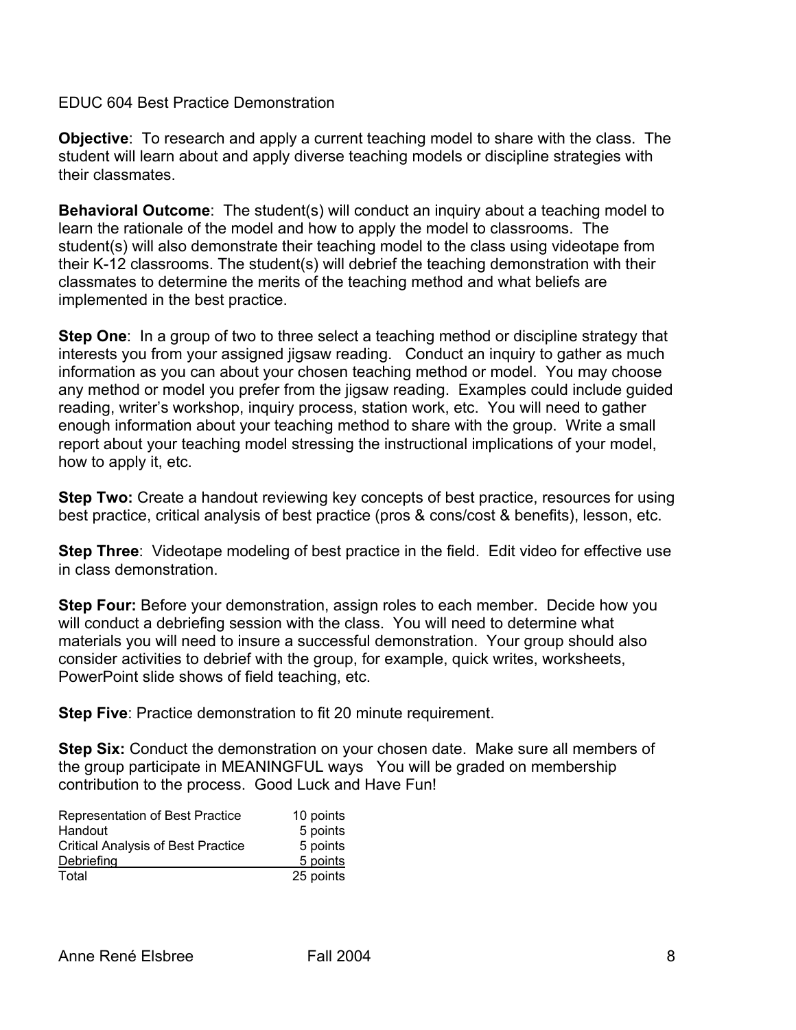EDUC 604 Best Practice Demonstration

**Objective**: To research and apply a current teaching model to share with the class. The student will learn about and apply diverse teaching models or discipline strategies with their classmates.

**Behavioral Outcome**: The student(s) will conduct an inquiry about a teaching model to learn the rationale of the model and how to apply the model to classrooms. The student(s) will also demonstrate their teaching model to the class using videotape from their K-12 classrooms. The student(s) will debrief the teaching demonstration with their classmates to determine the merits of the teaching method and what beliefs are implemented in the best practice.

**Step One**: In a group of two to three select a teaching method or discipline strategy that interests you from your assigned jigsaw reading. Conduct an inquiry to gather as much information as you can about your chosen teaching method or model. You may choose any method or model you prefer from the jigsaw reading. Examples could include guided reading, writer's workshop, inquiry process, station work, etc. You will need to gather enough information about your teaching method to share with the group. Write a small report about your teaching model stressing the instructional implications of your model, how to apply it, etc.

**Step Two:** Create a handout reviewing key concepts of best practice, resources for using best practice, critical analysis of best practice (pros & cons/cost & benefits), lesson, etc.

**Step Three**: Videotape modeling of best practice in the field. Edit video for effective use in class demonstration.

**Step Four:** Before your demonstration, assign roles to each member. Decide how you will conduct a debriefing session with the class. You will need to determine what materials you will need to insure a successful demonstration. Your group should also consider activities to debrief with the group, for example, quick writes, worksheets, PowerPoint slide shows of field teaching, etc.

**Step Five**: Practice demonstration to fit 20 minute requirement.

**Step Six:** Conduct the demonstration on your chosen date. Make sure all members of the group participate in MEANINGFUL ways You will be graded on membership contribution to the process. Good Luck and Have Fun!

| | |
|---|---|
| Representation of Best Practice | 10 points |
| Handout | 5 points |
| Critical Analysis of Best Practice | 5 points |
| Debriefing | 5 points |
| Total | 25 points |